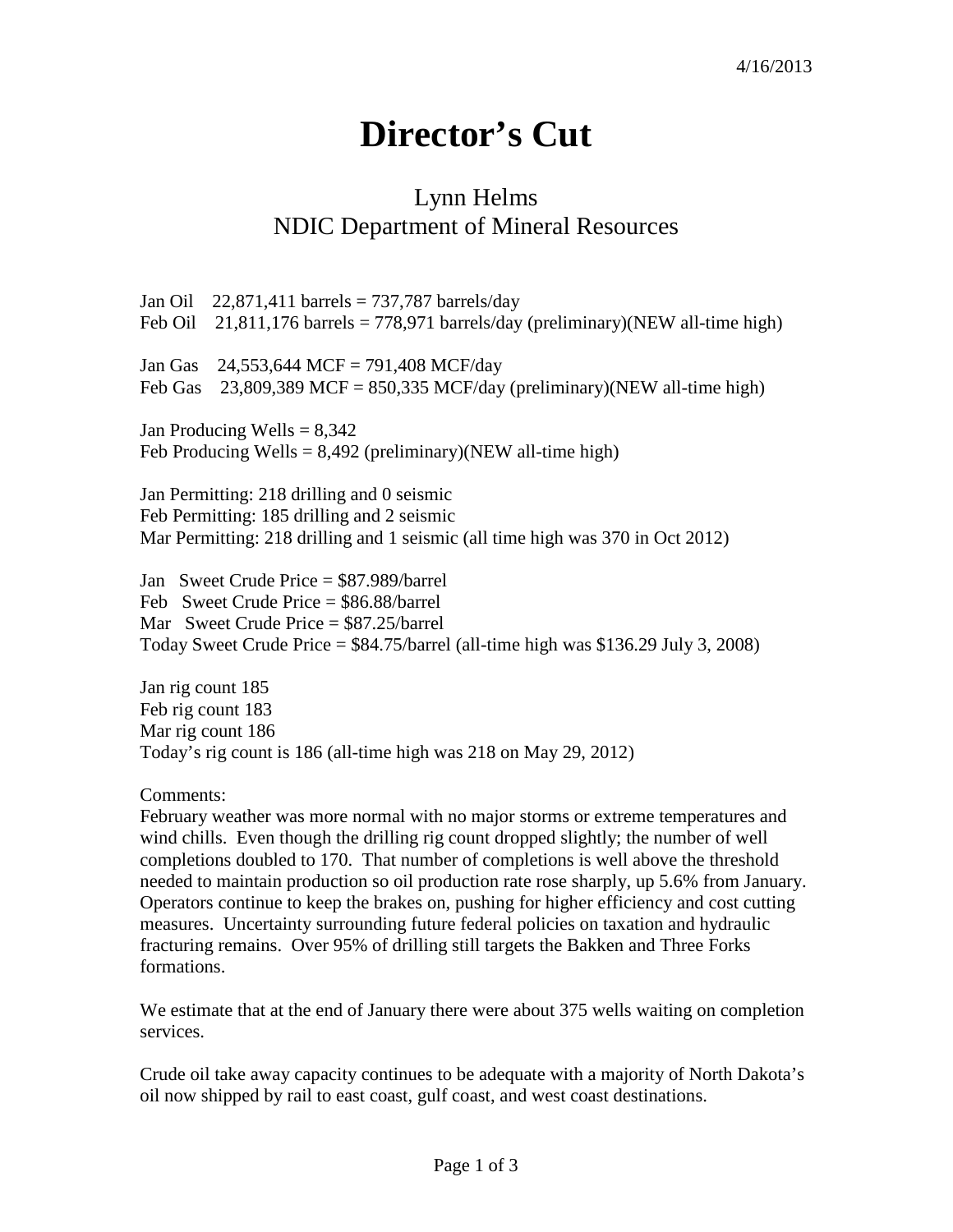4/16/2013

# Director's Cut

## Lynn Helms
## NDIC Department of Mineral Resources

Jan Oil 22,871,411 barrels = 737,787 barrels/day
Feb Oil 21,811,176 barrels = 778,971 barrels/day (preliminary)(NEW all-time high)

Jan Gas 24,553,644 MCF = 791,408 MCF/day
Feb Gas 23,809,389 MCF = 850,335 MCF/day (preliminary)(NEW all-time high)

Jan Producing Wells = 8,342
Feb Producing Wells = 8,492 (preliminary)(NEW all-time high)

Jan Permitting: 218 drilling and 0 seismic
Feb Permitting: 185 drilling and 2 seismic
Mar Permitting: 218 drilling and 1 seismic (all time high was 370 in Oct 2012)

Jan Sweet Crude Price = $87.989/barrel
Feb Sweet Crude Price = $86.88/barrel
Mar Sweet Crude Price = $87.25/barrel
Today Sweet Crude Price = $84.75/barrel (all-time high was $136.29 July 3, 2008)

Jan rig count 185
Feb rig count 183
Mar rig count 186
Today's rig count is 186 (all-time high was 218 on May 29, 2012)

Comments:
February weather was more normal with no major storms or extreme temperatures and wind chills. Even though the drilling rig count dropped slightly; the number of well completions doubled to 170. That number of completions is well above the threshold needed to maintain production so oil production rate rose sharply, up 5.6% from January. Operators continue to keep the brakes on, pushing for higher efficiency and cost cutting measures. Uncertainty surrounding future federal policies on taxation and hydraulic fracturing remains. Over 95% of drilling still targets the Bakken and Three Forks formations.

We estimate that at the end of January there were about 375 wells waiting on completion services.

Crude oil take away capacity continues to be adequate with a majority of North Dakota's oil now shipped by rail to east coast, gulf coast, and west coast destinations.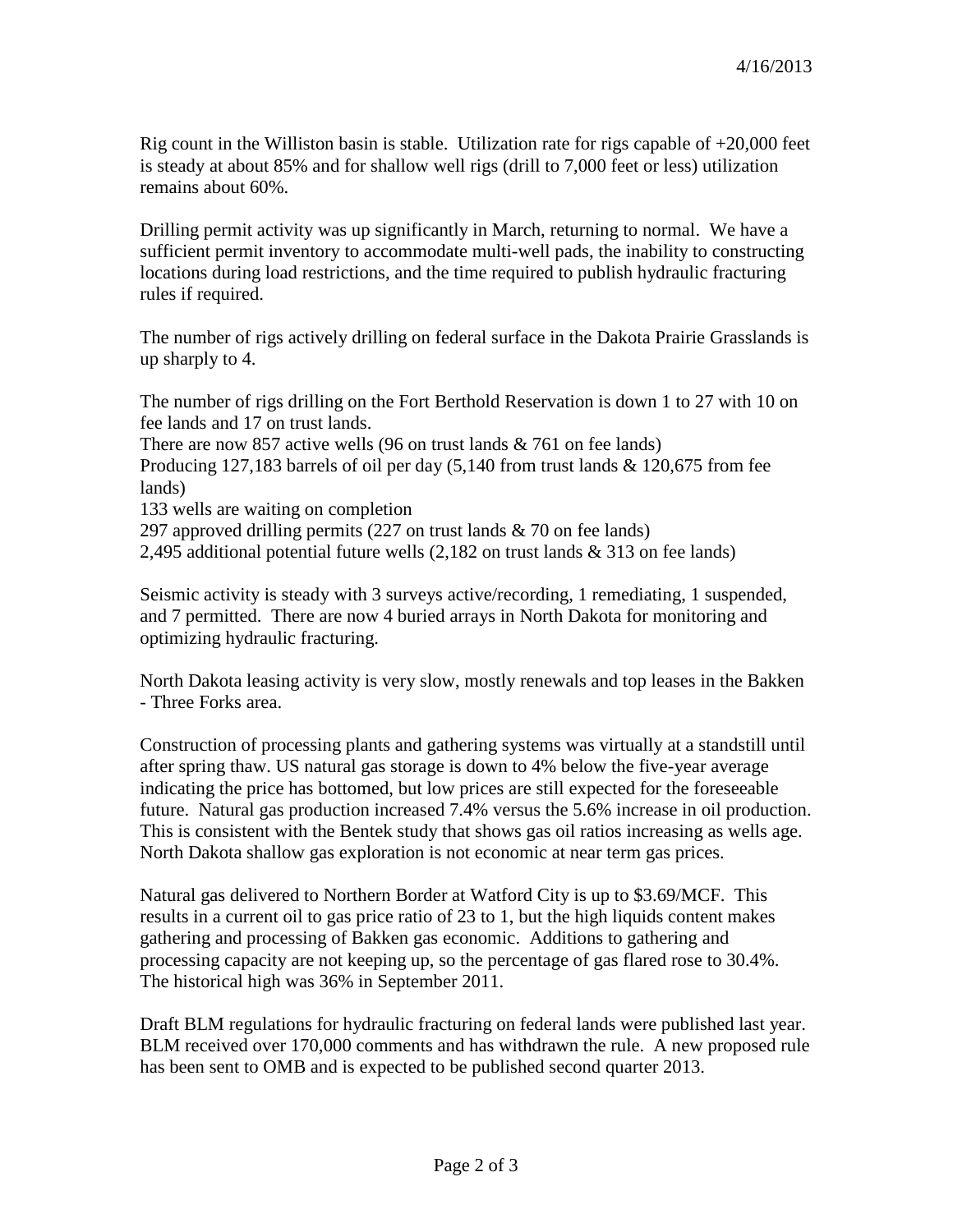4/16/2013

Rig count in the Williston basin is stable. Utilization rate for rigs capable of +20,000 feet is steady at about 85% and for shallow well rigs (drill to 7,000 feet or less) utilization remains about 60%.

Drilling permit activity was up significantly in March, returning to normal. We have a sufficient permit inventory to accommodate multi-well pads, the inability to constructing locations during load restrictions, and the time required to publish hydraulic fracturing rules if required.

The number of rigs actively drilling on federal surface in the Dakota Prairie Grasslands is up sharply to 4.

The number of rigs drilling on the Fort Berthold Reservation is down 1 to 27 with 10 on fee lands and 17 on trust lands.
There are now 857 active wells (96 on trust lands & 761 on fee lands)
Producing 127,183 barrels of oil per day (5,140 from trust lands & 120,675 from fee lands)
133 wells are waiting on completion
297 approved drilling permits (227 on trust lands & 70 on fee lands)
2,495 additional potential future wells (2,182 on trust lands & 313 on fee lands)

Seismic activity is steady with 3 surveys active/recording, 1 remediating, 1 suspended, and 7 permitted. There are now 4 buried arrays in North Dakota for monitoring and optimizing hydraulic fracturing.

North Dakota leasing activity is very slow, mostly renewals and top leases in the Bakken - Three Forks area.

Construction of processing plants and gathering systems was virtually at a standstill until after spring thaw. US natural gas storage is down to 4% below the five-year average indicating the price has bottomed, but low prices are still expected for the foreseeable future. Natural gas production increased 7.4% versus the 5.6% increase in oil production. This is consistent with the Bentek study that shows gas oil ratios increasing as wells age. North Dakota shallow gas exploration is not economic at near term gas prices.

Natural gas delivered to Northern Border at Watford City is up to $3.69/MCF. This results in a current oil to gas price ratio of 23 to 1, but the high liquids content makes gathering and processing of Bakken gas economic. Additions to gathering and processing capacity are not keeping up, so the percentage of gas flared rose to 30.4%. The historical high was 36% in September 2011.

Draft BLM regulations for hydraulic fracturing on federal lands were published last year. BLM received over 170,000 comments and has withdrawn the rule. A new proposed rule has been sent to OMB and is expected to be published second quarter 2013.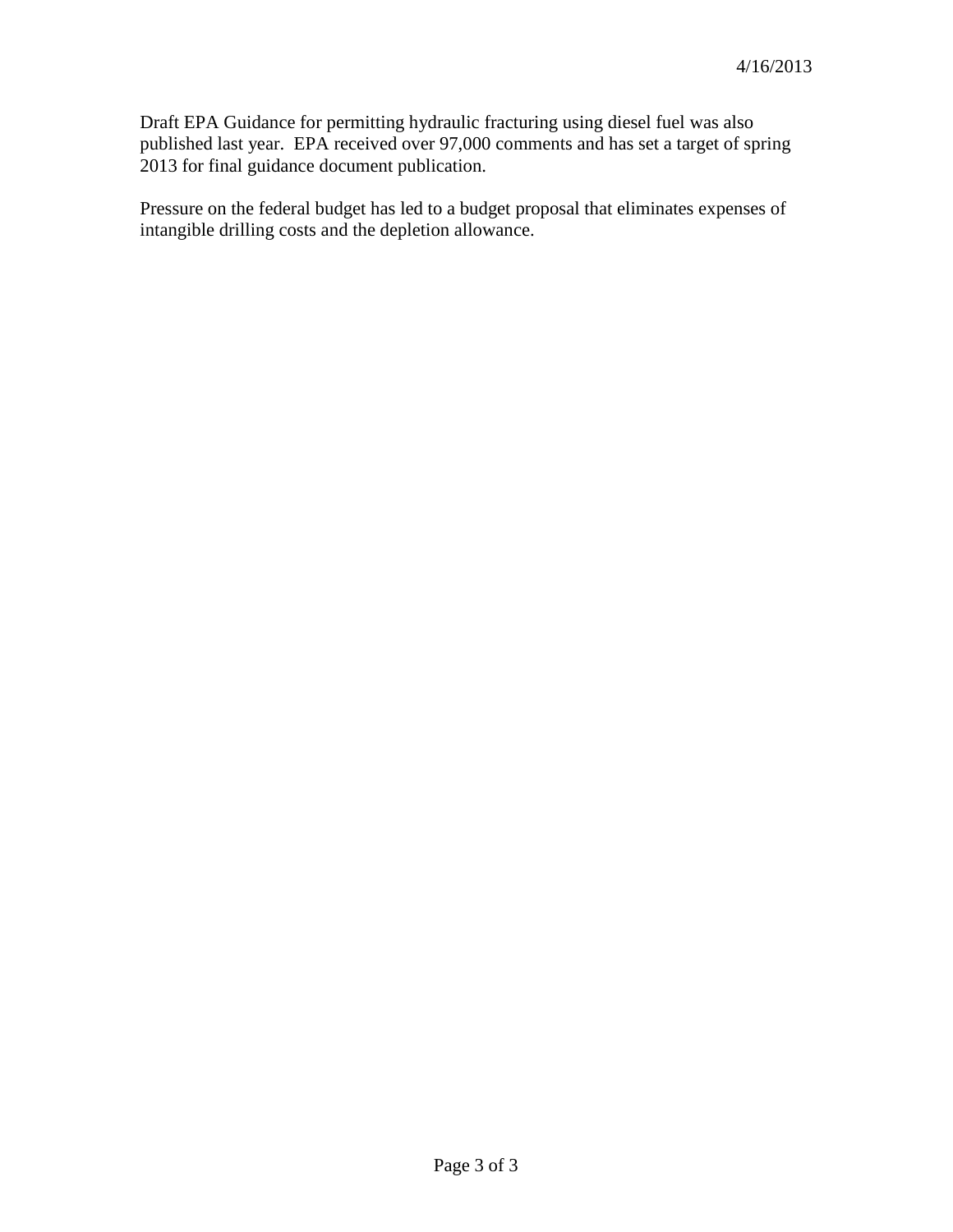Draft EPA Guidance for permitting hydraulic fracturing using diesel fuel was also published last year. EPA received over 97,000 comments and has set a target of spring 2013 for final guidance document publication.

Pressure on the federal budget has led to a budget proposal that eliminates expenses of intangible drilling costs and the depletion allowance.